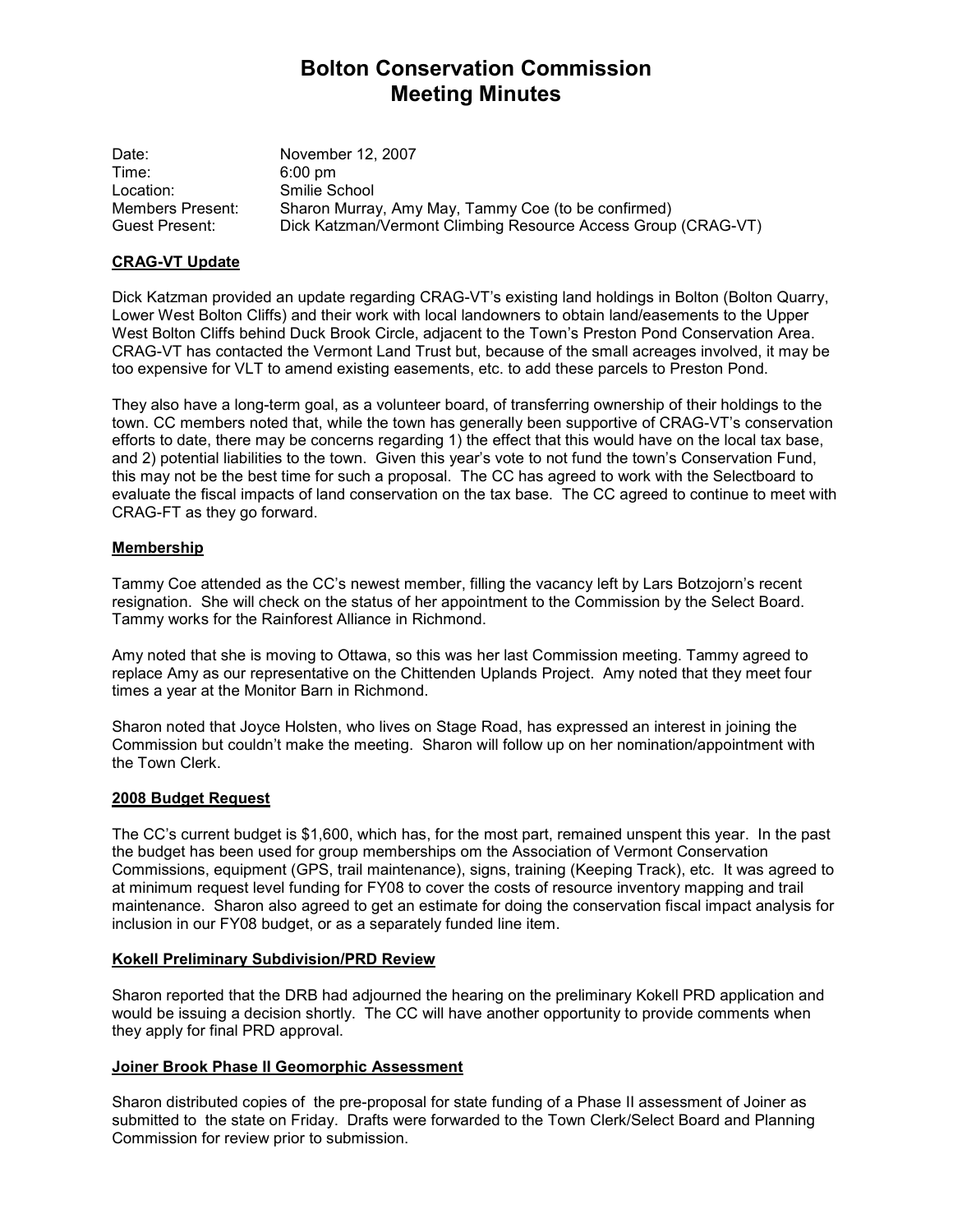# Bolton Conservation Commission
# Meeting Minutes

Date: November 12, 2007
Time: 6:00 pm
Location: Smilie School
Members Present: Sharon Murray, Amy May, Tammy Coe (to be confirmed)
Guest Present: Dick Katzman/Vermont Climbing Resource Access Group (CRAG-VT)

**CRAG-VT Update**

Dick Katzman provided an update regarding CRAG-VT's existing land holdings in Bolton (Bolton Quarry, Lower West Bolton Cliffs) and their work with local landowners to obtain land/easements to the Upper West Bolton Cliffs behind Duck Brook Circle, adjacent to the Town's Preston Pond Conservation Area. CRAG-VT has contacted the Vermont Land Trust but, because of the small acreages involved, it may be too expensive for VLT to amend existing easements, etc. to add these parcels to Preston Pond.

They also have a long-term goal, as a volunteer board, of transferring ownership of their holdings to the town. CC members noted that, while the town has generally been supportive of CRAG-VT's conservation efforts to date, there may be concerns regarding 1) the effect that this would have on the local tax base, and 2) potential liabilities to the town. Given this year's vote to not fund the town's Conservation Fund, this may not be the best time for such a proposal. The CC has agreed to work with the Selectboard to evaluate the fiscal impacts of land conservation on the tax base. The CC agreed to continue to meet with CRAG-FT as they go forward.

**Membership**

Tammy Coe attended as the CC's newest member, filling the vacancy left by Lars Botzojorn's recent resignation. She will check on the status of her appointment to the Commission by the Select Board. Tammy works for the Rainforest Alliance in Richmond.

Amy noted that she is moving to Ottawa, so this was her last Commission meeting. Tammy agreed to replace Amy as our representative on the Chittenden Uplands Project. Amy noted that they meet four times a year at the Monitor Barn in Richmond.

Sharon noted that Joyce Holsten, who lives on Stage Road, has expressed an interest in joining the Commission but couldn't make the meeting. Sharon will follow up on her nomination/appointment with the Town Clerk.

**2008 Budget Request**

The CC's current budget is $1,600, which has, for the most part, remained unspent this year. In the past the budget has been used for group memberships om the Association of Vermont Conservation Commissions, equipment (GPS, trail maintenance), signs, training (Keeping Track), etc. It was agreed to at minimum request level funding for FY08 to cover the costs of resource inventory mapping and trail maintenance. Sharon also agreed to get an estimate for doing the conservation fiscal impact analysis for inclusion in our FY08 budget, or as a separately funded line item.

**Kokell Preliminary Subdivision/PRD Review**

Sharon reported that the DRB had adjourned the hearing on the preliminary Kokell PRD application and would be issuing a decision shortly. The CC will have another opportunity to provide comments when they apply for final PRD approval.

**Joiner Brook Phase II Geomorphic Assessment**

Sharon distributed copies of the pre-proposal for state funding of a Phase II assessment of Joiner as submitted to the state on Friday. Drafts were forwarded to the Town Clerk/Select Board and Planning Commission for review prior to submission.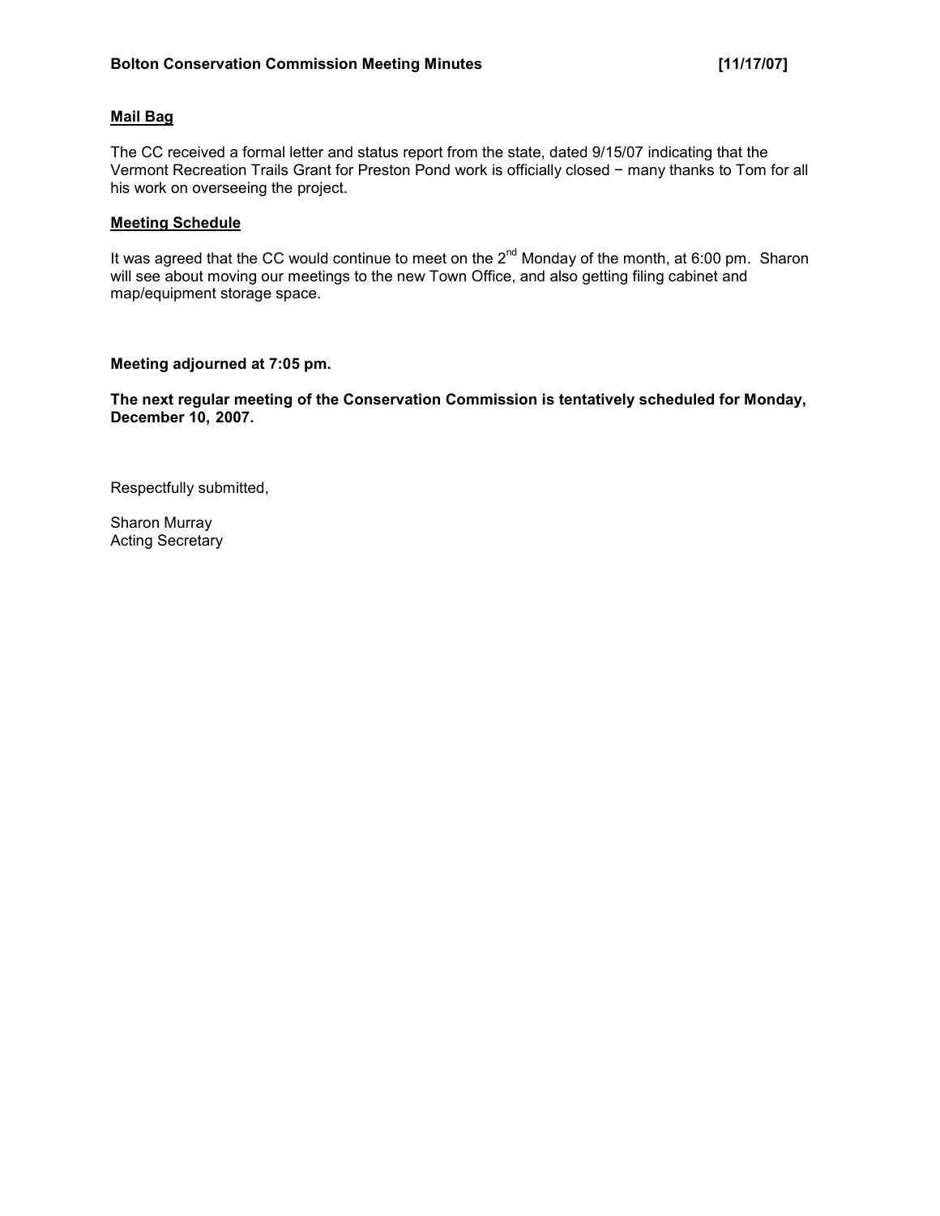**Mail Bag**

The CC received a formal letter and status report from the state, dated 9/15/07 indicating that the Vermont Recreation Trails Grant for Preston Pond work is officially closed − many thanks to Tom for all his work on overseeing the project.

**Meeting Schedule**

It was agreed that the CC would continue to meet on the 2nd Monday of the month, at 6:00 pm. Sharon will see about moving our meetings to the new Town Office, and also getting filing cabinet and map/equipment storage space.

**Meeting adjourned at 7:05 pm.**

**The next regular meeting of the Conservation Commission is tentatively scheduled for Monday, December 10, 2007.**

Respectfully submitted,

Sharon Murray
Acting Secretary